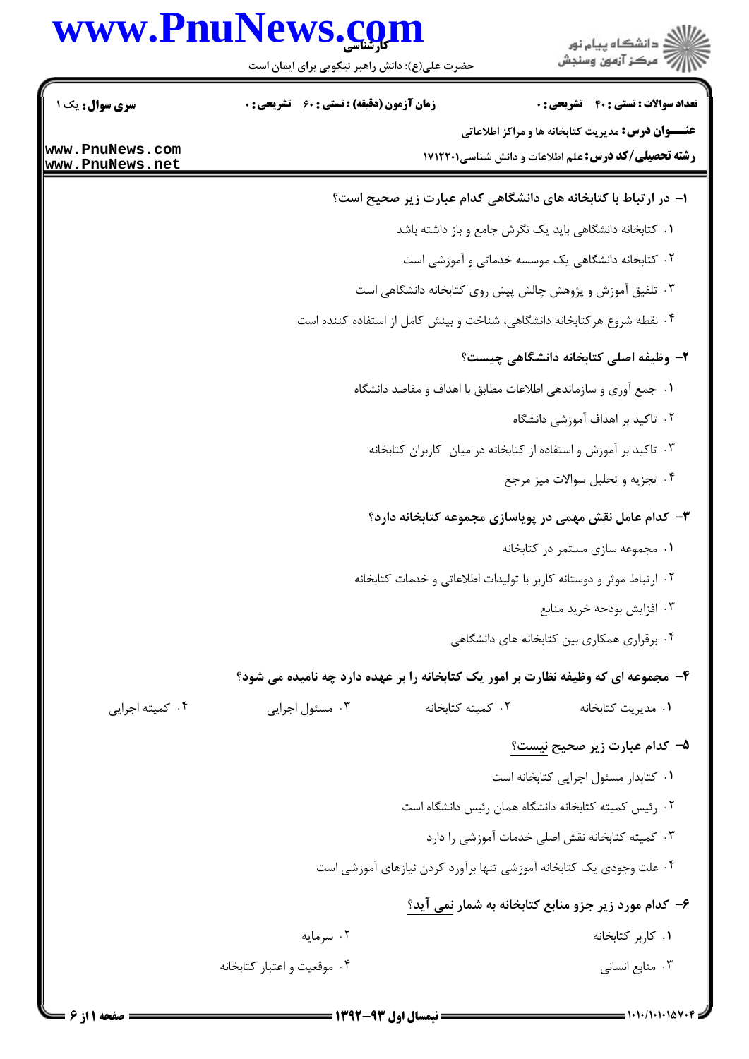**سری سوال:** یک ۱

**زمان آزمون (دقیقه) : تستی : ۶۰ تشریحی : ۰**

**تعداد سوالات : تستی : ۴۰ تشریحی : ۰**

**عنـــوان درس:** مدیریت کتابخانه ها و مراکز اطلاعاتی

**رشته تحصیلی/کد درس:** علم اطلاعات و دانش شناسی۱۷۱۲۲۰۱

**۱- در ارتباط با کتابخانه های دانشگاهی کدام عبارت زیر صحیح است؟**

۱. کتابخانه دانشگاهی باید یک نگرش جامع و باز داشته باشد

۲. کتابخانه دانشگاهی یک موسسه خدماتی و آموزشی است

۳. تلفیق آموزش و پژوهش چالش پیش روی کتابخانه دانشگاهی است

۴. نقطه شروع هرکتابخانه دانشگاهی، شناخت و بینش کامل از استفاده کننده است

**۲- وظیفه اصلی کتابخانه دانشگاهی چیست؟**

۱. جمع آوری و سازماندهی اطلاعات مطابق با اهداف و مقاصد دانشگاه

۲. تاکید بر اهداف آموزشی دانشگاه

۳. تاکید بر آموزش و استفاده از کتابخانه در میان کاربران کتابخانه

۴. تجزیه و تحلیل سوالات میز مرجع

**۳- کدام عامل نقش مهمی در پویاسازی مجموعه کتابخانه دارد؟**

۱. مجموعه سازی مستمر در کتابخانه

۲. ارتباط موثر و دوستانه کاربر با تولیدات اطلاعاتی و خدمات کتابخانه

۳. افزایش بودجه خرید منابع

۴. برقراری همکاری بین کتابخانه های دانشگاهی

**۴- مجموعه ای که وظیفه نظارت بر امور یک کتابخانه را بر عهده دارد چه نامیده می شود؟**

۱. مدیریت کتابخانه

۲. کمیته کتابخانه

۳. مسئول اجرایی

۴. کمیته اجرایی

**۵- کدام عبارت زیر صحیح نیست؟**

۱. کتابدار مسئول اجرایی کتابخانه است

۲. رئیس کمیته کتابخانه دانشگاه همان رئیس دانشگاه است

۳. کمیته کتابخانه نقش اصلی خدمات آموزشی را دارد

۴. علت وجودی یک کتابخانه آموزشی تنها برآورد کردن نیازهای آموزشی است

**۶- کدام مورد زیر جزو منابع کتابخانه به شمار نمی آید؟**

۱. کاربر کتابخانه

۲. سرمایه

۳. منابع انسانی

۴. موقعیت و اعتبار کتابخانه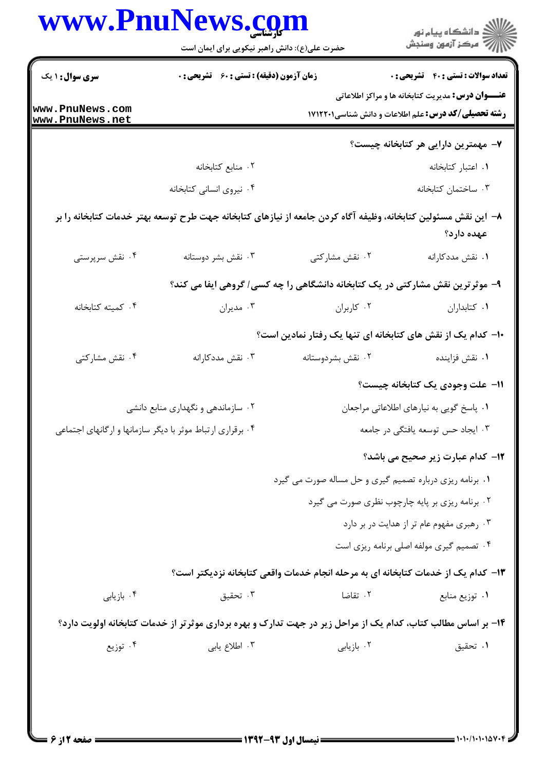۷- مهمترین دارایی هر کتابخانه چیست؟

۱. اعتبار کتابخانه

۲. منابع کتابخانه

۳. ساختمان کتابخانه

۴. نیروی انسانی کتابخانه

۸- این نقش مسئولین کتابخانه، وظیفه آگاه کردن جامعه از نیازهای کتابخانه جهت طرح توسعه بهتر خدمات کتابخانه را بر عهده دارد؟

۱. نقش مددکارانه

۲. نقش مشارکتی

۳. نقش بشر دوستانه

۴. نقش سرپرستی

۹- موثرترین نقش مشارکتی در یک کتابخانه دانشگاهی را چه کسی/ گروهی ایفا می کند؟

۱. کتابداران

۲. کاربران

۳. مدیران

۴. کمیته کتابخانه

۱۰- کدام یک از نقش های کتابخانه ای تنها یک رفتار نمادین است؟

۱. نقش فزاینده

۲. نقش بشردوستانه

۳. نقش مددکارانه

۴. نقش مشارکتی

۱۱- علت وجودی یک کتابخانه چیست؟

۱. پاسخ گویی به نیارهای اطلاعاتی مراجعان

۲. سازماندهی و نگهداری منابع دانشی

۳. ایجاد حس توسعه یافتگی در جامعه

۴. برقراری ارتباط موثر با دیگر سازمانها و ارگانهای اجتماعی

۱۲- کدام عبارت زیر صحیح می باشد؟

۱. برنامه ریزی درباره تصمیم گیری و حل مساله صورت می گیرد

۲. برنامه ریزی بر پایه چارچوب نظری صورت می گیرد

۳. رهبری مفهوم عام تر از هدایت در بر دارد

۴. تصمیم گیری مولفه اصلی برنامه ریزی است

۱۳- کدام یک از خدمات کتابخانه ای به مرحله انجام خدمات واقعی کتابخانه نزدیکتر است؟

۱. توزیع منابع

۲. تقاضا

۳. تحقیق

۴. بازیابی

۱۴- بر اساس مطالب کتاب، کدام یک از مراحل زیر در جهت تدارک و بهره برداری موثرتر از خدمات کتابخانه اولویت دارد؟

۱. تحقیق

۲. بازیابی

۳. اطلاع یابی

۴. توزیع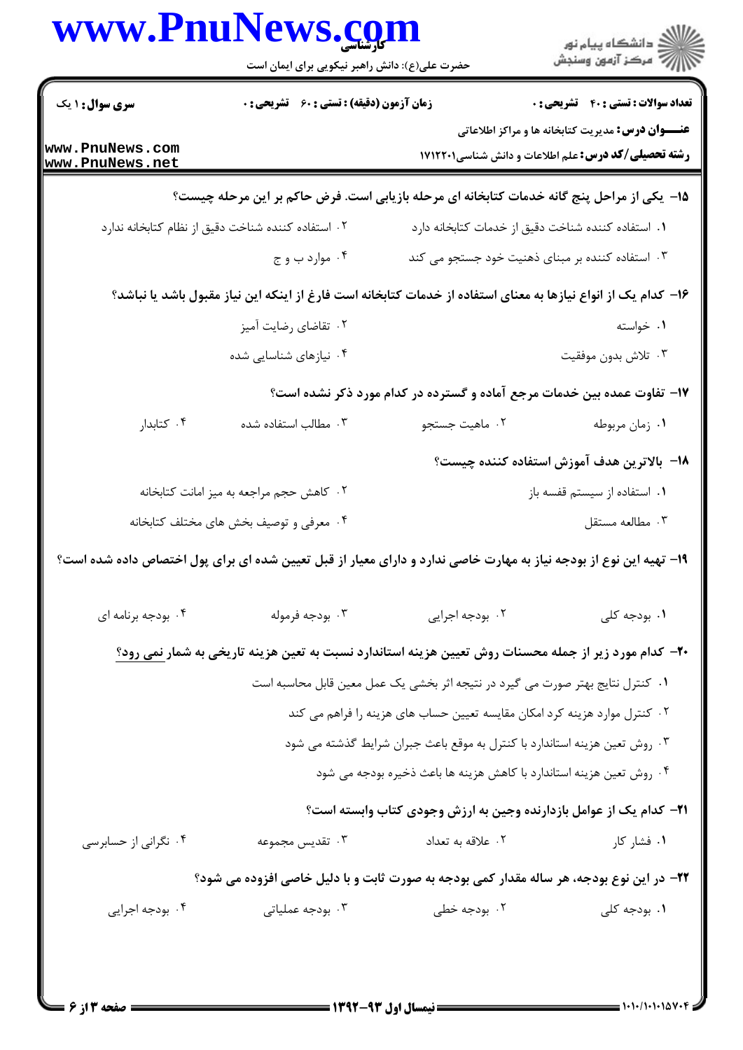**۱۵- یکی از مراحل پنج گانه خدمات کتابخانه ای مرحله بازیابی است. فرض حاکم بر این مرحله چیست؟**

۱. استفاده کننده شناخت دقیق از خدمات کتابخانه دارد

۲. استفاده کننده شناخت دقیق از نظام کتابخانه ندارد

۳. استفاده کننده بر مبنای ذهنیت خود جستجو می کند

۴. موارد ب و ج

**۱۶- کدام یک از انواع نیازها به معنای استفاده از خدمات کتابخانه است فارغ از اینکه این نیاز مقبول باشد یا نباشد؟**

۱. خواسته

۲. تقاضای رضایت آمیز

۳. تلاش بدون موفقیت

۴. نیازهای شناسایی شده

**۱۷- تفاوت عمده بین خدمات مرجع آماده و گسترده در کدام مورد ذکر نشده است؟**

۱. زمان مربوطه

۲. ماهیت جستجو

۳. مطالب استفاده شده

۴. کتابدار

**۱۸- بالاترین هدف آموزش استفاده کننده چیست؟**

۱. استفاده از سیستم قفسه باز

۲. کاهش حجم مراجعه به میز امانت کتابخانه

۳. مطالعه مستقل

۴. معرفی و توصیف بخش های مختلف کتابخانه

**۱۹- تهیه این نوع از بودجه نیاز به مهارت خاصی ندارد و دارای معیار از قبل تعیین شده ای برای پول اختصاص داده شده است؟**

۱. بودجه کلی

۲. بودجه اجرایی

۳. بودجه فرموله

۴. بودجه برنامه ای

**۲۰- کدام مورد زیر از جمله محسنات روش تعیین هزینه استاندارد نسبت به تعین هزینه تاریخی به شمار نمی رود؟**

۱. کنترل نتایج بهتر صورت می گیرد در نتیجه اثر بخشی یک عمل معین قابل محاسبه است

۲. کنترل موارد هزینه کرد امکان مقایسه تعیین حساب های هزینه را فراهم می کند

۳. روش تعین هزینه استاندارد با کنترل به موقع باعث جبران شرایط گذشته می شود

۴. روش تعین هزینه استاندارد با کاهش هزینه ها باعث ذخیره بودجه می شود

**۲۱- کدام یک از عوامل بازدارنده وجین به ارزش وجودی کتاب وابسته است؟**

۱. فشار کار

۲. علاقه به تعداد

۳. تقدیس مجموعه

۴. نگرانی از حسابرسی

**۲۲- در این نوع بودجه، هر ساله مقدار کمی بودجه به صورت ثابت و با دلیل خاصی افزوده می شود؟**

۱. بودجه کلی

۲. بودجه خطی

۳. بودجه عملیاتی

۴. بودجه اجرایی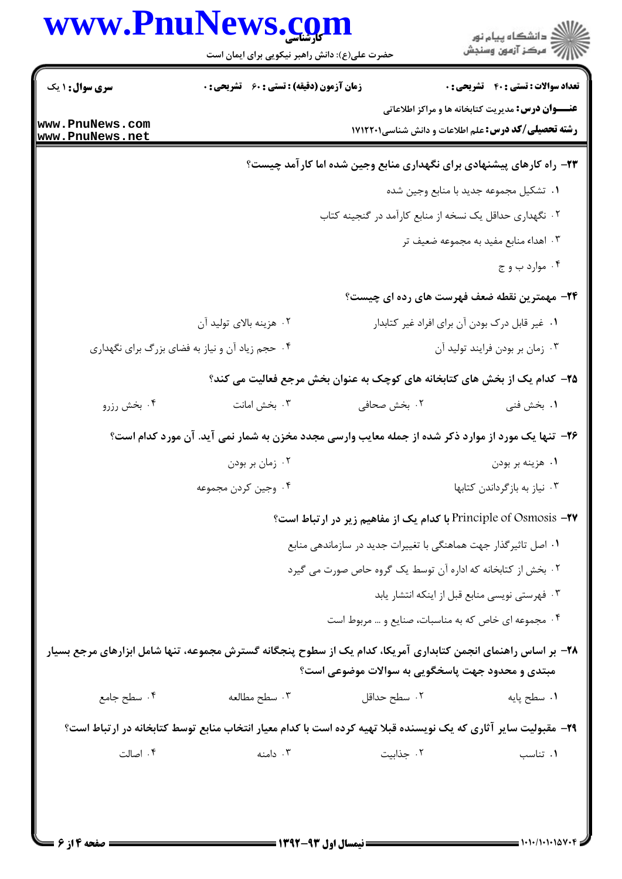**۲۳- راه کارهای پیشنهادی برای نگهداری منابع وجین شده اما کارآمد چیست؟**

۱. تشکیل مجموعه جدید با منابع وجین شده

۲. نگهداری حداقل یک نسخه از منابع کارآمد در گنجینه کتاب

۳. اهداء منابع مفید به مجموعه ضعیف تر

۴. موارد ب و ج

**۲۴- مهمترین نقطه ضعف فهرست های رده ای چیست؟**

۱. غیر قابل درک بودن آن برای افراد غیر کتابدار

۲. هزینه بالای تولید آن

۳. زمان بر بودن فرایند تولید آن

۴. حجم زیاد آن و نیاز به فضای بزرگ برای نگهداری

**۲۵- کدام یک از بخش های کتابخانه های کوچک به عنوان بخش مرجع فعالیت می کند؟**

۱. بخش فنی

۲. بخش صحافی

۳. بخش امانت

۴. بخش رزرو

**۲۶- تنها یک مورد از موارد ذکر شده از جمله معایب وارسی مجدد مخزن به شمار نمی آید. آن مورد کدام است؟**

۱. هزینه بر بودن

۲. زمان بر بودن

۳. نیاز به بازگرداندن کتابها

۴. وجین کردن مجموعه

**۲۷- Principle of Osmosis با کدام یک از مفاهیم زیر در ارتباط است؟**

۱. اصل تاثیرگذار جهت هماهنگی با تغییرات جدید در سازماندهی منابع

۲. بخش از کتابخانه که اداره آن توسط یک گروه خاص صورت می گیرد

۳. فهرستی نویسی منابع قبل از اینکه انتشار یابد

۴. مجموعه ای خاص که به مناسبات، صنایع و ... مربوط است

**۲۸- بر اساس راهنمای انجمن کتابداری آمریکا، کدام یک از سطوح پنجگانه گسترش مجموعه، تنها شامل ابزارهای مرجع بسیار مبتدی و محدود جهت پاسخگویی به سوالات موضوعی است؟**

۱. سطح پایه

۲. سطح حداقل

۳. سطح مطالعه

۴. سطح جامع

**۲۹- مقبولیت سایر آثاری که یک نویسنده قبلا تهیه کرده است با کدام معیار انتخاب منابع توسط کتابخانه در ارتباط است؟**

۱. تناسب

۲. جذابیت

۳. دامنه

۴. اصالت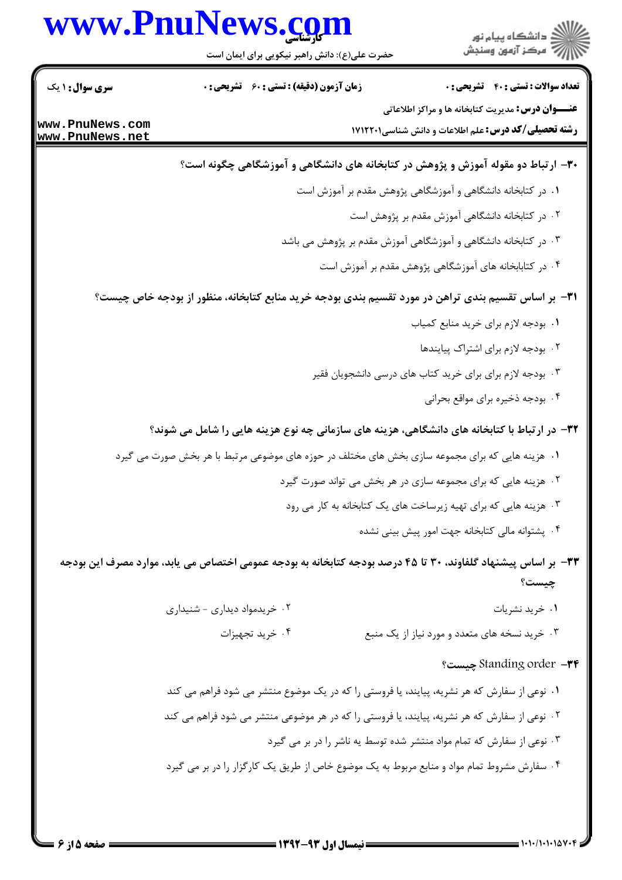**تعداد سوالات : تستی : ۴۰ تشریحی : ۰** | **زمان آزمون (دقیقه) : تستی : ۶۰ تشریحی : ۰** | **سری سوال : ۱ یک**

**عنـــوان درس:** مدیریت کتابخانه ها و مراکز اطلاعاتی

**رشته تحصیلی/کد درس:** علم اطلاعات و دانش شناسی۱۷۱۲۲۰۱

**۳۰- ارتباط دو مقوله آموزش و پژوهش در کتابخانه های دانشگاهی و آموزشگاهی چگونه است؟**

۱. در کتابخانه دانشگاهی و آموزشگاهی پژوهش مقدم بر آموزش است

۲. در کتابخانه دانشگاهی آموزش مقدم بر پژوهش است

۳. در کتابخانه دانشگاهی و آموزشگاهی آموزش مقدم بر پژوهش می باشد

۴. در کتاببخانه های آموزشگاهی پژوهش مقدم بر آموزش است

**۳۱- بر اساس تقسیم بندی تراهن در مورد تقسیم بندی بودجه خرید منابع کتابخانه، منظور از بودجه خاص چیست؟**

۱. بودجه لازم برای خرید منابع کمیاب

۲. بودجه لازم برای اشتراک پیایندها

۳. بودجه لازم برای برای خرید کتاب های درسی دانشجویان فقیر

۴. بودجه ذخیره برای مواقع بحرانی

**۳۲- در ارتباط با کتابخانه های دانشگاهی، هزینه های سازمانی چه نوع هزینه هایی را شامل می شوند؟**

۱. هزینه هایی که برای مجموعه سازی بخش های مختلف در حوزه های موضوعی مرتبط با هر بخش صورت می گیرد

۲. هزینه هایی که برای مجموعه سازی در هر بخش می تواند صورت گیرد

۳. هزینه هایی که برای تهیه زیرساخت های یک کتابخانه به کار می رود

۴. پشتوانه مالی کتابخانه جهت امور پیش بینی نشده

**۳۳- بر اساس پیشنهاد گلفاوند، ۳۰ تا ۴۵ درصد بودجه کتابخانه به بودجه عمومی اختصاص می یابد، موارد مصرف این بودجه چیست؟**

۱. خرید نشریات

۲. خریدمواد دیداری - شنیداری

۳. خرید نسخه های متعدد و مورد نیاز از یک منبع

۴. خرید تجهیزات

**۳۴- Standing order چیست؟**

۱. نوعی از سفارش که هر نشریه، پیایند، یا فروستی را که در یک موضوع منتشر می شود فراهم می کند

۲. نوعی از سفارش که هر نشریه، پیایند، یا فروستی را که در هر موضوعی منتشر می شود فراهم می کند

۳. نوعی از سفارش که تمام مواد منتشر شده توسط یه ناشر را در بر می گیرد

۴. سفارش مشروط تمام مواد و منابع مربوط به یک موضوع خاص از طریق یک کارگزار را در بر می گیرد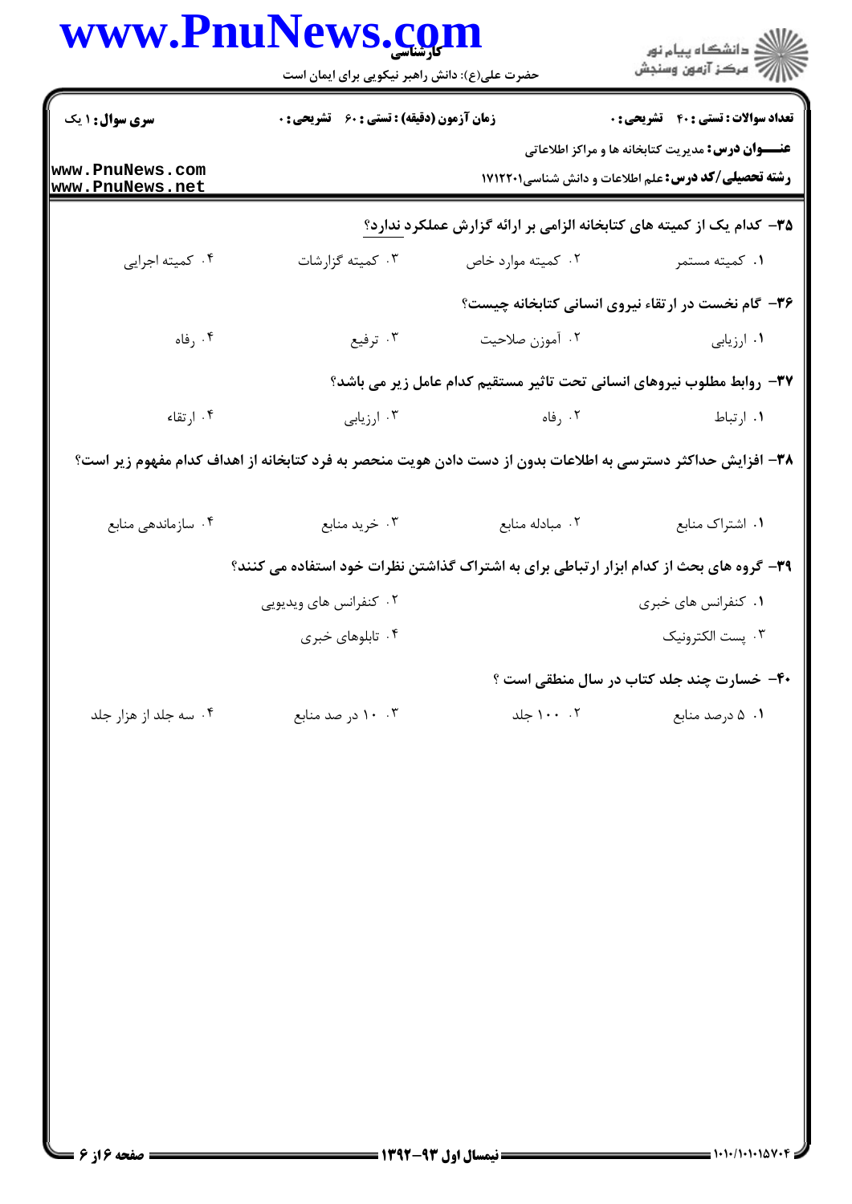**۳۵- کدام یک از کمیته های کتابخانه الزامی بر ارائه گزارش عملکرد ندارد؟**

۱. کمیته مستمر
۲. کمیته موارد خاص
۳. کمیته گزارشات
۴. کمیته اجرایی

**۳۶- گام نخست در ارتقاء نیروی انسانی کتابخانه چیست؟**

۱. ارزیابی
۲. آموزن صلاحیت
۳. ترفیع
۴. رفاه

**۳۷- روابط مطلوب نیروهای انسانی تحت تاثیر مستقیم کدام عامل زیر می باشد؟**

۱. ارتباط
۲. رفاه
۳. ارزیابی
۴. ارتقاء

**۳۸- افزایش حداکثر دسترسی به اطلاعات بدون از دست دادن هویت منحصر به فرد کتابخانه از اهداف کدام مفهوم زیر است؟**

۱. اشتراک منابع
۲. مبادله منابع
۳. خرید منابع
۴. سازماندهی منابع

**۳۹- گروه های بحث از کدام ابزار ارتباطی برای به اشتراک گذاشتن نظرات خود استفاده می کنند؟**

۱. کنفرانس های خبری
۲. کنفرانس های ویدیویی
۳. پست الکترونیک
۴. تابلوهای خبری

**۴۰- خسارت چند جلد کتاب در سال منطقی است ؟**

۱. ۵ درصد منابع
۲. ۱۰۰ جلد
۳. ۱۰ در صد منابع
۴. سه جلد از هزار جلد